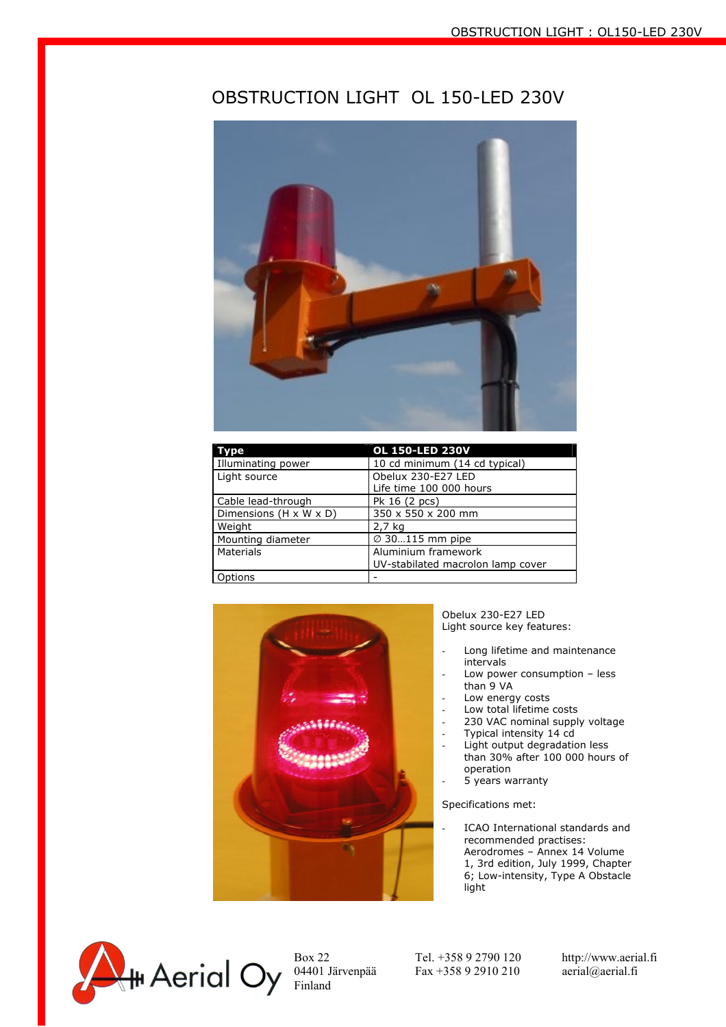# OBSTRUCTION LIGHT OL 150-LED 230V

| Type | OL 150-LED 230V |
|---|---|
| Illuminating power | 10 cd minimum (14 cd typical) |
| Light source | Obelux 230-E27 LED<br>Life time 100 000 hours |
| Cable lead-through | Pk 16 (2 pcs) |
| Dimensions (H x W x D) | 350 x 550 x 200 mm |
| Weight | 2,7 kg |
| Mounting diameter | ∅ 30…115 mm pipe |
| Materials | Aluminium framework<br>UV-stabilated macrolon lamp cover |
| Options | - |

Obelux 230-E27 LED
Light source key features:

- Long lifetime and maintenance intervals
- Low power consumption – less than 9 VA
- Low energy costs
- Low total lifetime costs
- 230 VAC nominal supply voltage
- Typical intensity 14 cd
- Light output degradation less than 30% after 100 000 hours of operation
- 5 years warranty

Specifications met:

- ICAO International standards and recommended practises: Aerodromes – Annex 14 Volume 1, 3rd edition, July 1999, Chapter 6; Low-intensity, Type A Obstacle light

Aerial Oy

Box 22
04401 Järvenpää
Finland

Tel. +358 9 2790 120
Fax +358 9 2910 210

http://www.aerial.fi
aerial@aerial.fi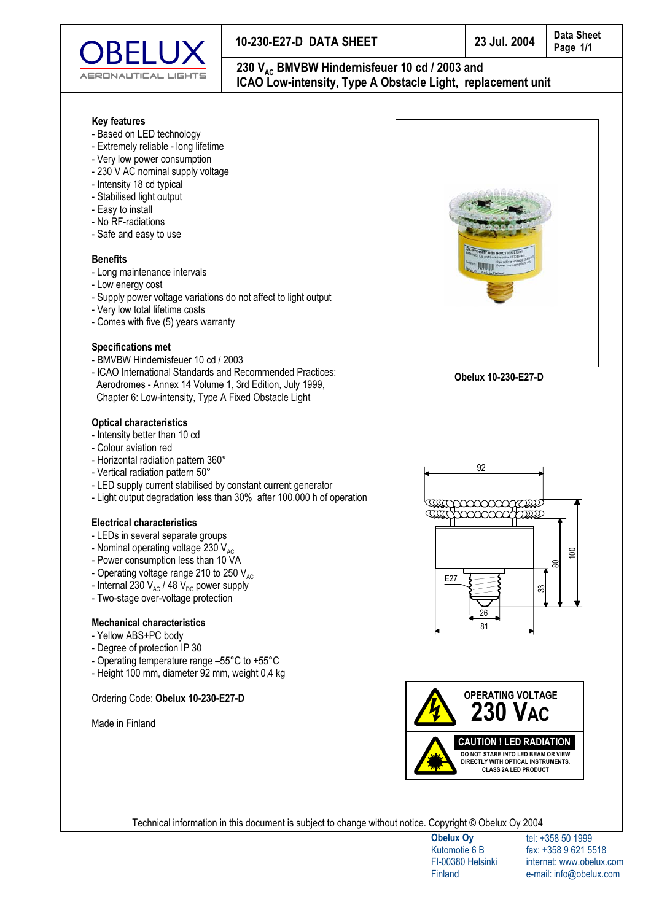# OBELUX AERONAUTICAL LIGHTS

| 10-230-E27-D DATA SHEET | 23 Jul. 2004 | Data Sheet Page 1/1 |
|---|---|---|

**230 $V_{AC}$ BMVBW Hindernisfeuer 10 cd / 2003 and ICAO Low-intensity, Type A Obstacle Light, replacement unit**

### Key features

- Based on LED technology
- Extremely reliable - long lifetime
- Very low power consumption
- 230 V AC nominal supply voltage
- Intensity 18 cd typical
- Stabilised light output
- Easy to install
- No RF-radiations
- Safe and easy to use

### Benefits

- Long maintenance intervals
- Low energy cost
- Supply power voltage variations do not affect to light output
- Very low total lifetime costs
- Comes with five (5) years warranty

### Specifications met

- BMVBW Hindernisfeuer 10 cd / 2003
- ICAO International Standards and Recommended Practices: Aerodromes - Annex 14 Volume 1, 3rd Edition, July 1999, Chapter 6: Low-intensity, Type A Fixed Obstacle Light

### Optical characteristics

- Intensity better than 10 cd
- Colour aviation red
- Horizontal radiation pattern 360°
- Vertical radiation pattern 50°
- LED supply current stabilised by constant current generator
- Light output degradation less than 30% after 100.000 h of operation

### Electrical characteristics

- LEDs in several separate groups
- Nominal operating voltage 230 $V_{AC}$
- Power consumption less than 10 VA
- Operating voltage range 210 to 250 $V_{AC}$
- Internal 230 $V_{AC}$ / 48 $V_{DC}$ power supply
- Two-stage over-voltage protection

### Mechanical characteristics

- Yellow ABS+PC body
- Degree of protection IP 30
- Operating temperature range –55°C to +55°C
- Height 100 mm, diameter 92 mm, weight 0,4 kg

Ordering Code: **Obelux 10-230-E27-D**

Made in Finland

**Obelux 10-230-E27-D**

92, 100, 80, 33, E27, 26, 81

**OPERATING VOLTAGE 230 VAC**

**CAUTION ! LED RADIATION**
DO NOT STARE INTO LED BEAM OR VIEW DIRECTLY WITH OPTICAL INSTRUMENTS. CLASS 2A LED PRODUCT

Technical information in this document is subject to change without notice. Copyright © Obelux Oy 2004

**Obelux Oy**
Kutomotie 6 B
FI-00380 Helsinki
Finland

tel: +358 50 1999
fax: +358 9 621 5518
internet: www.obelux.com
e-mail: info@obelux.com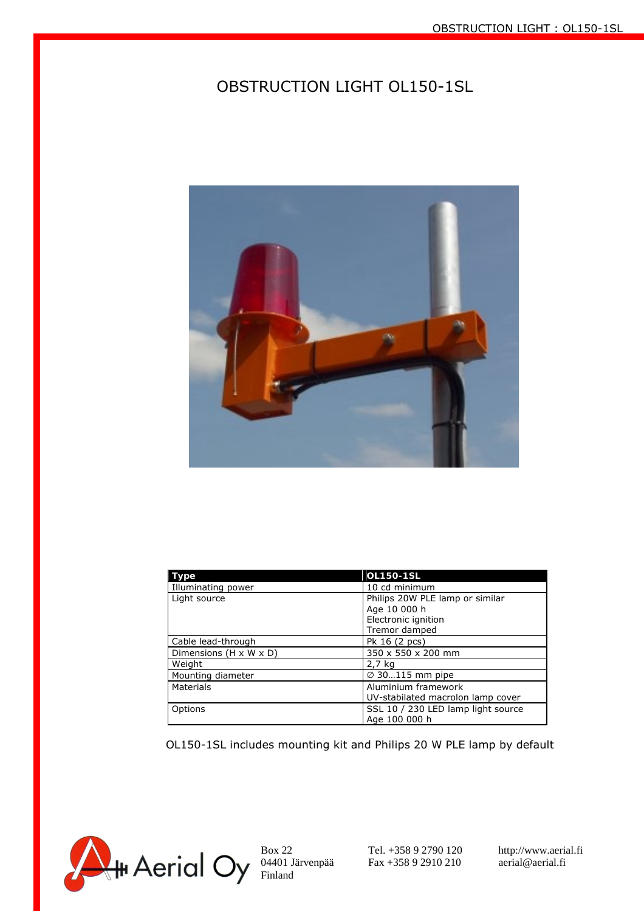# OBSTRUCTION LIGHT OL150-1SL

| Type | OL150-1SL |
| --- | --- |
| Illuminating power | 10 cd minimum |
| Light source | Philips 20W PLE lamp or similar<br>Age 10 000 h<br>Electronic ignition<br>Tremor damped |
| Cable lead-through | Pk 16 (2 pcs) |
| Dimensions (H x W x D) | 350 x 550 x 200 mm |
| Weight | 2,7 kg |
| Mounting diameter | ∅ 30…115 mm pipe |
| Materials | Aluminium framework<br>UV-stabilated macrolon lamp cover |
| Options | SSL 10 / 230 LED lamp light source<br>Age 100 000 h |

OL150-1SL includes mounting kit and Philips 20 W PLE lamp by default

Aerial Oy

Box 22
04401 Järvenpää
Finland

Tel. +358 9 2790 120
Fax +358 9 2910 210

http://www.aerial.fi
aerial@aerial.fi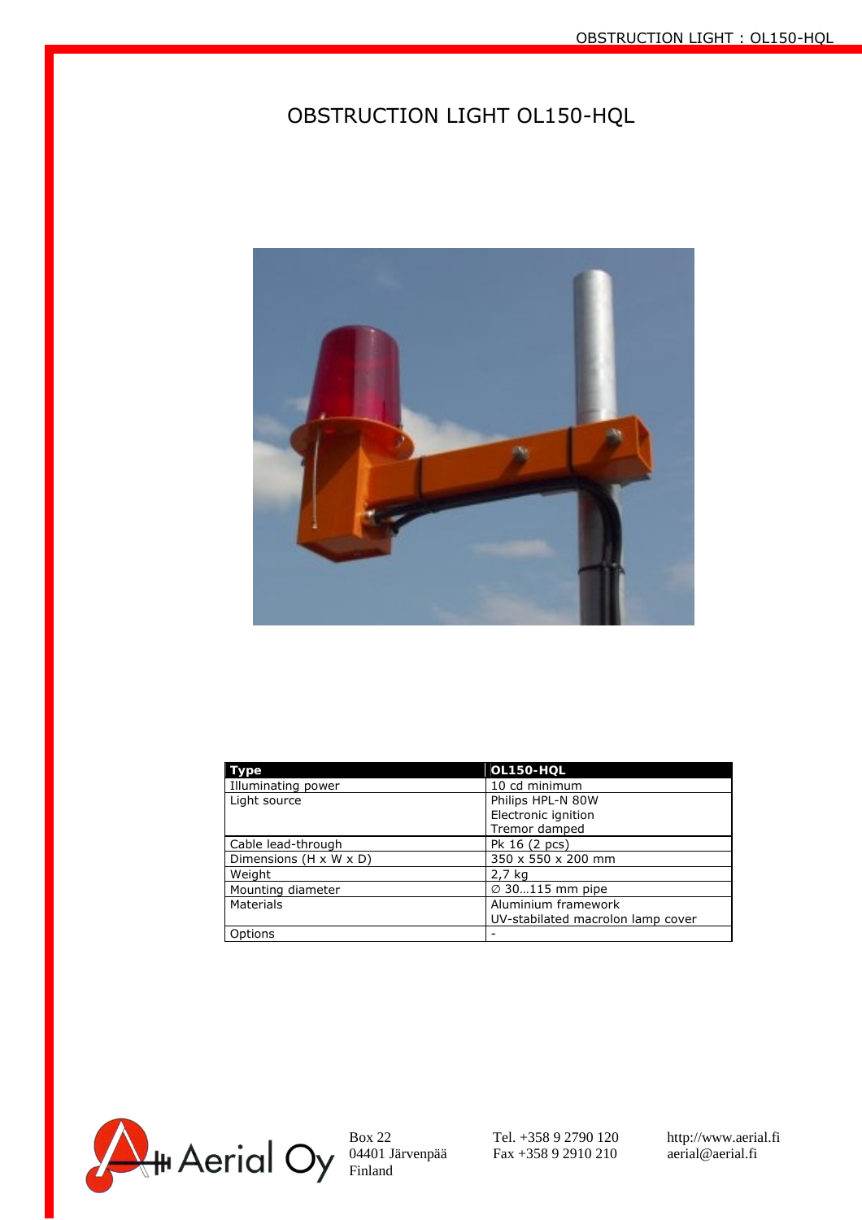# OBSTRUCTION LIGHT OL150-HQL

| Type | OL150-HQL |
|---|---|
| Illuminating power | 10 cd minimum |
| Light source | Philips HPL-N 80W<br>Electronic ignition<br>Tremor damped |
| Cable lead-through | Pk 16 (2 pcs) |
| Dimensions (H x W x D) | 350 x 550 x 200 mm |
| Weight | 2,7 kg |
| Mounting diameter | ∅ 30…115 mm pipe |
| Materials | Aluminium framework<br>UV-stabilated macrolon lamp cover |
| Options | - |

Aerial Oy

Box 22
04401 Järvenpää
Finland

Tel. +358 9 2790 120
Fax +358 9 2910 210

http://www.aerial.fi
aerial@aerial.fi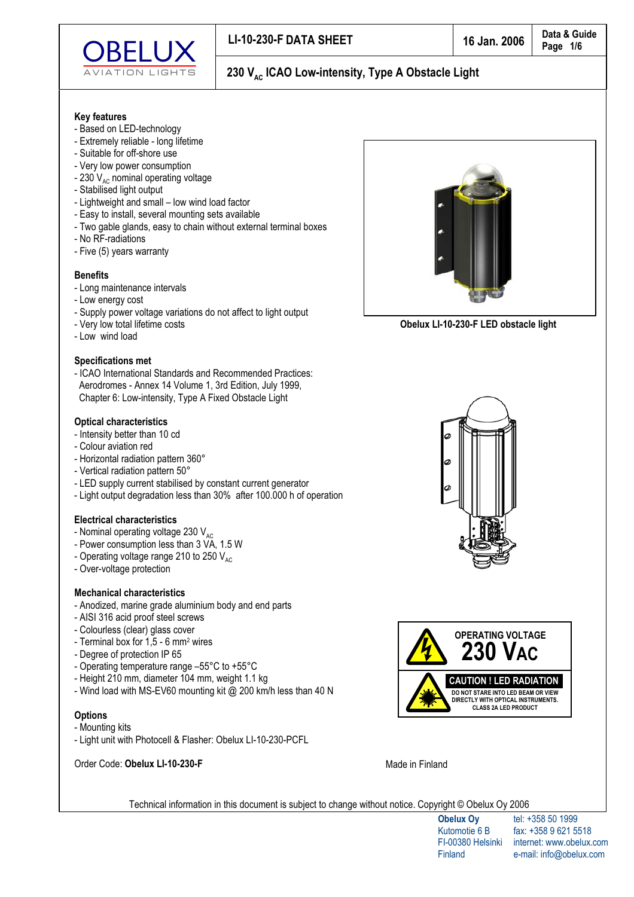# LI-10-230-F DATA SHEET

16 Jan. 2006

## 230 $V_{AC}$ ICAO Low-intensity, Type A Obstacle Light

**Key features**
- Based on LED-technology
- Extremely reliable - long lifetime
- Suitable for off-shore use
- Very low power consumption
- 230 $V_{AC}$ nominal operating voltage
- Stabilised light output
- Lightweight and small – low wind load factor
- Easy to install, several mounting sets available
- Two gable glands, easy to chain without external terminal boxes
- No RF-radiations
- Five (5) years warranty

**Benefits**
- Long maintenance intervals
- Low energy cost
- Supply power voltage variations do not affect to light output
- Very low total lifetime costs
- Low wind load

**Specifications met**
- ICAO International Standards and Recommended Practices:
  Aerodromes - Annex 14 Volume 1, 3rd Edition, July 1999,
  Chapter 6: Low-intensity, Type A Fixed Obstacle Light

**Optical characteristics**
- Intensity better than 10 cd
- Colour aviation red
- Horizontal radiation pattern 360°
- Vertical radiation pattern 50°
- LED supply current stabilised by constant current generator
- Light output degradation less than 30% after 100.000 h of operation

**Electrical characteristics**
- Nominal operating voltage 230 $V_{AC}$
- Power consumption less than 3 VA, 1.5 W
- Operating voltage range 210 to 250 $V_{AC}$
- Over-voltage protection

**Mechanical characteristics**
- Anodized, marine grade aluminium body and end parts
- AISI 316 acid proof steel screws
- Colourless (clear) glass cover
- Terminal box for 1,5 - 6 mm² wires
- Degree of protection IP 65
- Operating temperature range –55°C to +55°C
- Height 210 mm, diameter 104 mm, weight 1.1 kg
- Wind load with MS-EV60 mounting kit @ 200 km/h less than 40 N

**Options**
- Mounting kits
- Light unit with Photocell & Flasher: Obelux LI-10-230-PCFL

Obelux LI-10-230-F LED obstacle light

OPERATING VOLTAGE
230 VAC

CAUTION ! LED RADIATION
DO NOT STARE INTO LED BEAM OR VIEW DIRECTLY WITH OPTICAL INSTRUMENTS.
CLASS 2A LED PRODUCT

Order Code: **Obelux LI-10-230-F**

Made in Finland

Technical information in this document is subject to change without notice. Copyright © Obelux Oy 2006

**Obelux Oy**
Kutomotie 6 B
FI-00380 Helsinki
Finland

tel: +358 50 1999
fax: +358 9 621 5518
internet: www.obelux.com
e-mail: info@obelux.com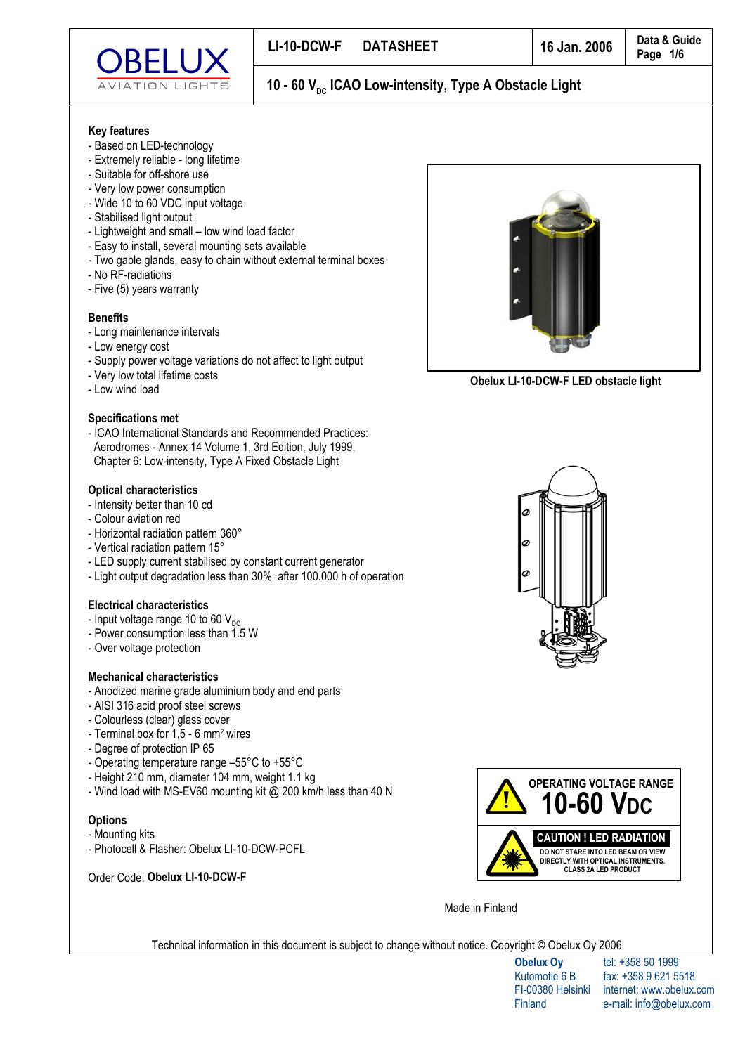# LI-10-DCW-F DATASHEET

16 Jan. 2006

Data & Guide

## 10 - 60 $V_{DC}$ ICAO Low-intensity, Type A Obstacle Light

### Key features

- Based on LED-technology
- Extremely reliable - long lifetime
- Suitable for off-shore use
- Very low power consumption
- Wide 10 to 60 VDC input voltage
- Stabilised light output
- Lightweight and small – low wind load factor
- Easy to install, several mounting sets available
- Two gable glands, easy to chain without external terminal boxes
- No RF-radiations
- Five (5) years warranty

### Benefits

- Long maintenance intervals
- Low energy cost
- Supply power voltage variations do not affect to light output
- Very low total lifetime costs
- Low wind load

Obelux LI-10-DCW-F LED obstacle light

### Specifications met

- ICAO International Standards and Recommended Practices: Aerodromes - Annex 14 Volume 1, 3rd Edition, July 1999, Chapter 6: Low-intensity, Type A Fixed Obstacle Light

### Optical characteristics

- Intensity better than 10 cd
- Colour aviation red
- Horizontal radiation pattern 360°
- Vertical radiation pattern 15°
- LED supply current stabilised by constant current generator
- Light output degradation less than 30% after 100.000 h of operation

### Electrical characteristics

- Input voltage range 10 to 60 $V_{DC}$
- Power consumption less than 1.5 W
- Over voltage protection

### Mechanical characteristics

- Anodized marine grade aluminium body and end parts
- AISI 316 acid proof steel screws
- Colourless (clear) glass cover
- Terminal box for 1,5 - 6 $mm^2$ wires
- Degree of protection IP 65
- Operating temperature range –55°C to +55°C
- Height 210 mm, diameter 104 mm, weight 1.1 kg
- Wind load with MS-EV60 mounting kit @ 200 km/h less than 40 N

### Options

- Mounting kits
- Photocell & Flasher: Obelux LI-10-DCW-PCFL

Order Code: **Obelux LI-10-DCW-F**

OPERATING VOLTAGE RANGE
**10-60 $V_{DC}$**

CAUTION ! LED RADIATION
DO NOT STARE INTO LED BEAM OR VIEW DIRECTLY WITH OPTICAL INSTRUMENTS.
CLASS 2A LED PRODUCT

Made in Finland

Technical information in this document is subject to change without notice. Copyright © Obelux Oy 2006

**Obelux Oy**
Kutomotie 6 B
FI-00380 Helsinki
Finland

tel: +358 50 1999
fax: +358 9 621 5518
internet: www.obelux.com
e-mail: info@obelux.com